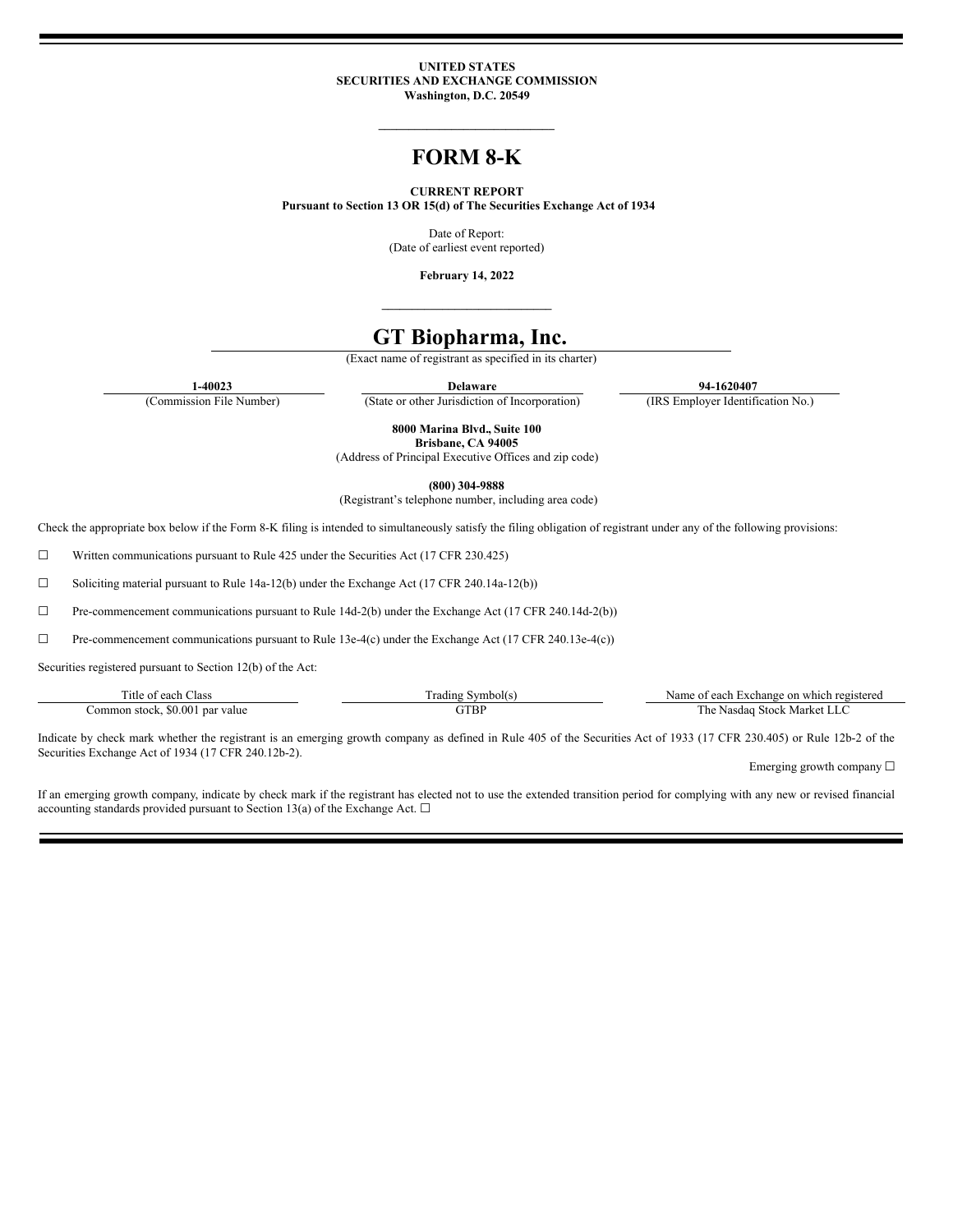**UNITED STATES**
**SECURITIES AND EXCHANGE COMMISSION**
**Washington, D.C. 20549**

---

# FORM 8-K

**CURRENT REPORT**
**Pursuant to Section 13 OR 15(d) of The Securities Exchange Act of 1934**

Date of Report:
(Date of earliest event reported)

**February 14, 2022**

---

# GT Biopharma, Inc.

(Exact name of registrant as specified in its charter)

| **1-40023** | **Delaware** | **94-1620407** |
|---|---|---|
| (Commission File Number) | (State or other Jurisdiction of Incorporation) | (IRS Employer Identification No.) |

**8000 Marina Blvd., Suite 100**
**Brisbane, CA 94005**
(Address of Principal Executive Offices and zip code)

**(800) 304-9888**
(Registrant's telephone number, including area code)

Check the appropriate box below if the Form 8-K filing is intended to simultaneously satisfy the filing obligation of registrant under any of the following provisions:

☐ Written communications pursuant to Rule 425 under the Securities Act (17 CFR 230.425)

☐ Soliciting material pursuant to Rule 14a-12(b) under the Exchange Act (17 CFR 240.14a-12(b))

☐ Pre-commencement communications pursuant to Rule 14d-2(b) under the Exchange Act (17 CFR 240.14d-2(b))

☐ Pre-commencement communications pursuant to Rule 13e-4(c) under the Exchange Act (17 CFR 240.13e-4(c))

Securities registered pursuant to Section 12(b) of the Act:

| Title of each Class | Trading Symbol(s) | Name of each Exchange on which registered |
|---|---|---|
| Common stock, $0.001 par value | GTBP | The Nasdaq Stock Market LLC |

Indicate by check mark whether the registrant is an emerging growth company as defined in Rule 405 of the Securities Act of 1933 (17 CFR 230.405) or Rule 12b-2 of the Securities Exchange Act of 1934 (17 CFR 240.12b-2).

Emerging growth company ☐

If an emerging growth company, indicate by check mark if the registrant has elected not to use the extended transition period for complying with any new or revised financial accounting standards provided pursuant to Section 13(a) of the Exchange Act. ☐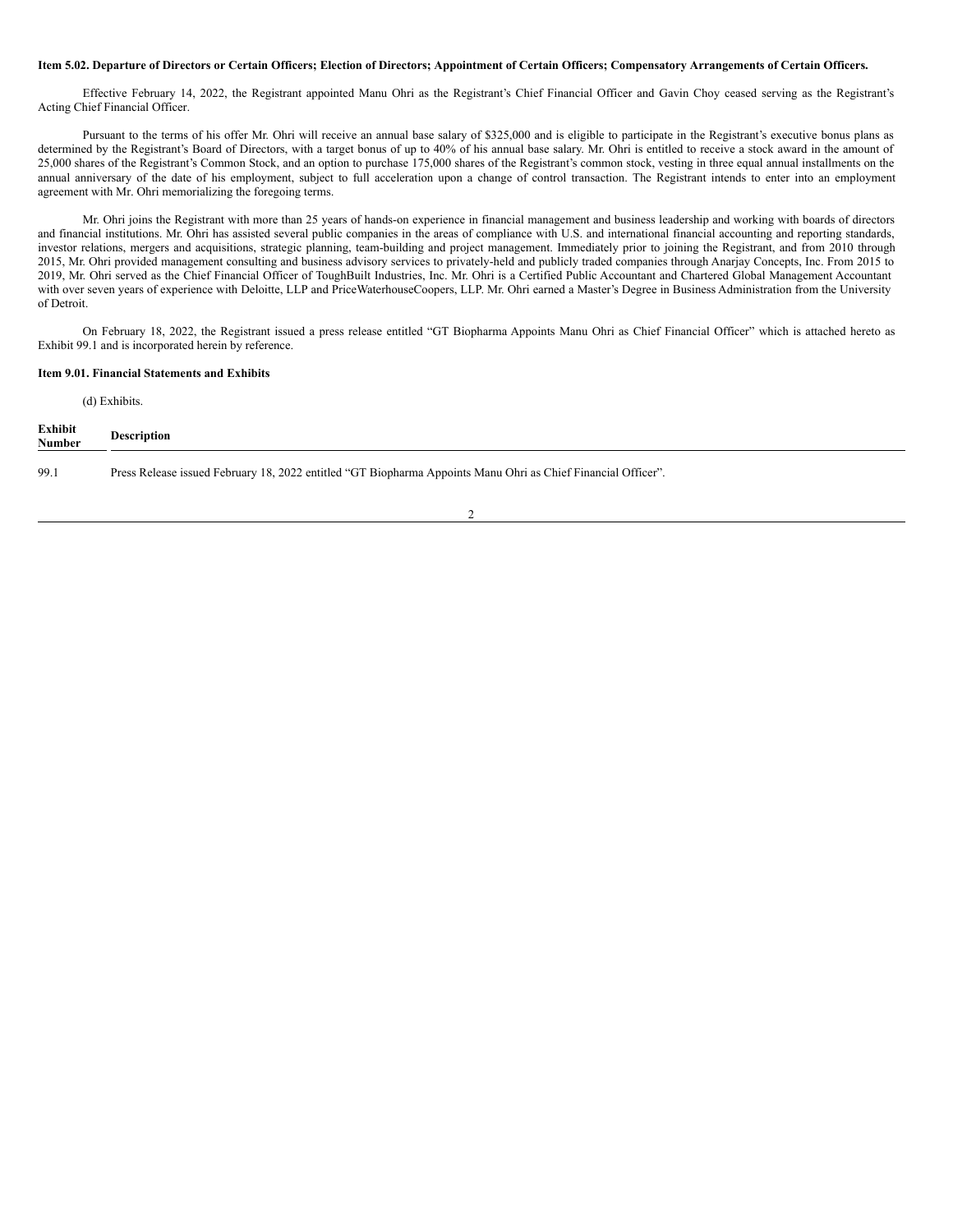**Item 5.02. Departure of Directors or Certain Officers; Election of Directors; Appointment of Certain Officers; Compensatory Arrangements of Certain Officers.**

Effective February 14, 2022, the Registrant appointed Manu Ohri as the Registrant's Chief Financial Officer and Gavin Choy ceased serving as the Registrant's Acting Chief Financial Officer.

Pursuant to the terms of his offer Mr. Ohri will receive an annual base salary of $325,000 and is eligible to participate in the Registrant's executive bonus plans as determined by the Registrant's Board of Directors, with a target bonus of up to 40% of his annual base salary. Mr. Ohri is entitled to receive a stock award in the amount of 25,000 shares of the Registrant's Common Stock, and an option to purchase 175,000 shares of the Registrant's common stock, vesting in three equal annual installments on the annual anniversary of the date of his employment, subject to full acceleration upon a change of control transaction. The Registrant intends to enter into an employment agreement with Mr. Ohri memorializing the foregoing terms.

Mr. Ohri joins the Registrant with more than 25 years of hands-on experience in financial management and business leadership and working with boards of directors and financial institutions. Mr. Ohri has assisted several public companies in the areas of compliance with U.S. and international financial accounting and reporting standards, investor relations, mergers and acquisitions, strategic planning, team-building and project management. Immediately prior to joining the Registrant, and from 2010 through 2015, Mr. Ohri provided management consulting and business advisory services to privately-held and publicly traded companies through Anarjay Concepts, Inc. From 2015 to 2019, Mr. Ohri served as the Chief Financial Officer of ToughBuilt Industries, Inc. Mr. Ohri is a Certified Public Accountant and Chartered Global Management Accountant with over seven years of experience with Deloitte, LLP and PriceWaterhouseCoopers, LLP. Mr. Ohri earned a Master's Degree in Business Administration from the University of Detroit.

On February 18, 2022, the Registrant issued a press release entitled "GT Biopharma Appoints Manu Ohri as Chief Financial Officer" which is attached hereto as Exhibit 99.1 and is incorporated herein by reference.

**Item 9.01. Financial Statements and Exhibits**

(d) Exhibits.

| Exhibit Number | Description |
|---|---|
| 99.1 | Press Release issued February 18, 2022 entitled "GT Biopharma Appoints Manu Ohri as Chief Financial Officer". |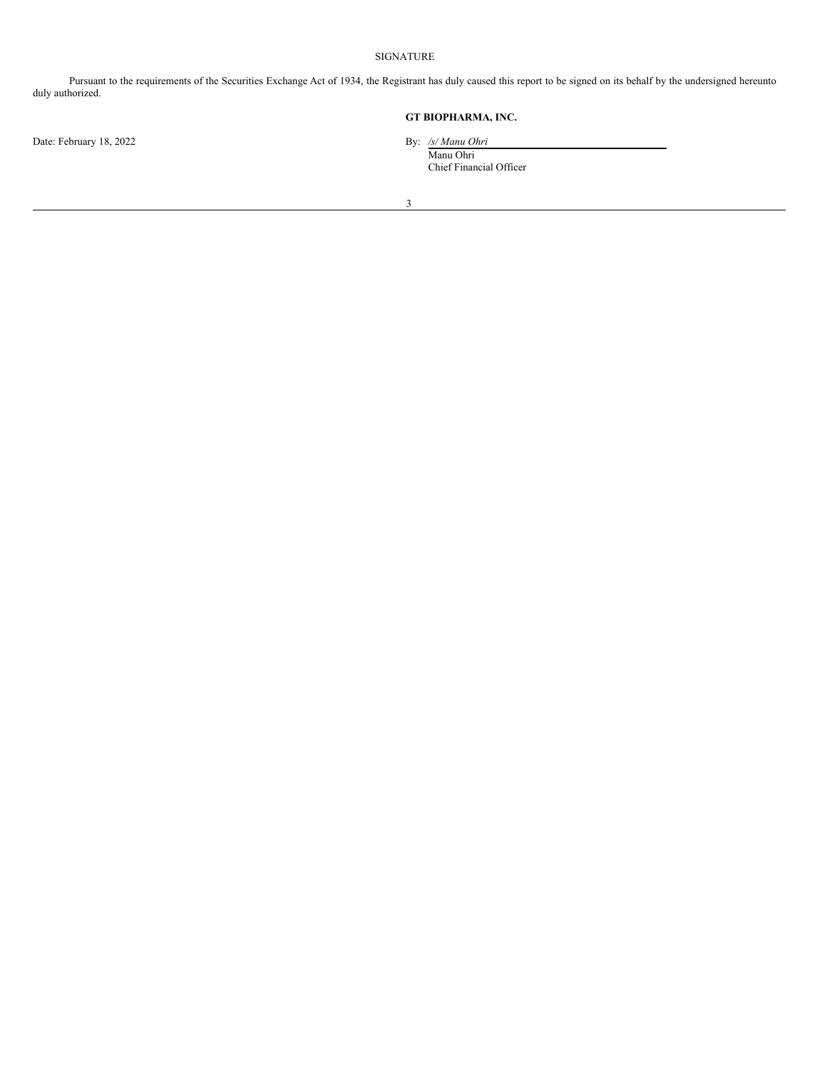## SIGNATURE

Pursuant to the requirements of the Securities Exchange Act of 1934, the Registrant has duly caused this report to be signed on its behalf by the undersigned hereunto duly authorized.

**GT BIOPHARMA, INC.**

Date: February 18, 2022

By: */s/ Manu Ohri*
Manu Ohri
Chief Financial Officer